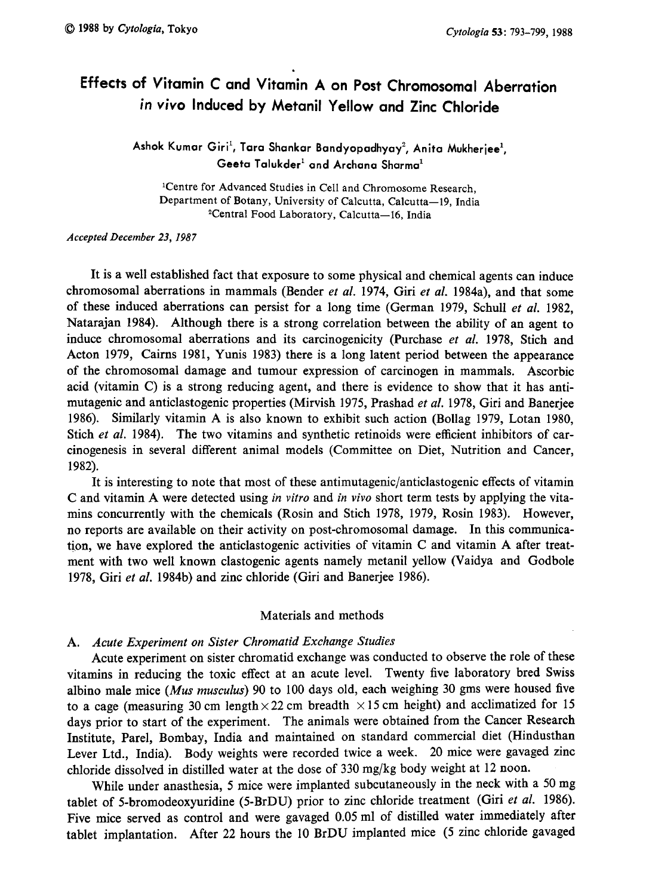# Effects of Vitamin C and Vitamin A on Post Chromosomal Aberration *in vivo* Induced by Metanil Yellow and Zinc Chloride

Ashok Kumar Giri[1], Tara Shankar Bandyopadhyay[2], Anita Mukherjee[1], Geeta Talukder[1] and Archana Sharma[1]

[1]Centre for Advanced Studies in Cell and Chromosome Research, Department of Botany, University of Calcutta, Calcutta—19, India
[2]Central Food Laboratory, Calcutta—16, India

*Accepted December 23, 1987*

It is a well established fact that exposure to some physical and chemical agents can induce chromosomal aberrations in mammals (Bender *et al.* 1974, Giri *et al.* 1984a), and that some of these induced aberrations can persist for a long time (German 1979, Schull *et al.* 1982, Natarajan 1984). Although there is a strong correlation between the ability of an agent to induce chromosomal aberrations and its carcinogenicity (Purchase *et al.* 1978, Stich and Acton 1979, Cairns 1981, Yunis 1983) there is a long latent period between the appearance of the chromosomal damage and tumour expression of carcinogen in mammals. Ascorbic acid (vitamin C) is a strong reducing agent, and there is evidence to show that it has antimutagenic and anticlastogenic properties (Mirvish 1975, Prashad *et al.* 1978, Giri and Banerjee 1986). Similarly vitamin A is also known to exhibit such action (Bollag 1979, Lotan 1980, Stich *et al.* 1984). The two vitamins and synthetic retinoids were efficient inhibitors of carcinogenesis in several different animal models (Committee on Diet, Nutrition and Cancer, 1982).

It is interesting to note that most of these antimutagenic/anticlastogenic effects of vitamin C and vitamin A were detected using *in vitro* and *in vivo* short term tests by applying the vitamins concurrently with the chemicals (Rosin and Stich 1978, 1979, Rosin 1983). However, no reports are available on their activity on post-chromosomal damage. In this communication, we have explored the anticlastogenic activities of vitamin C and vitamin A after treatment with two well known clastogenic agents namely metanil yellow (Vaidya and Godbole 1978, Giri *et al.* 1984b) and zinc chloride (Giri and Banerjee 1986).

## Materials and methods

### A. *Acute Experiment on Sister Chromatid Exchange Studies*

Acute experiment on sister chromatid exchange was conducted to observe the role of these vitamins in reducing the toxic effect at an acute level. Twenty five laboratory bred Swiss albino male mice (*Mus musculus*) 90 to 100 days old, each weighing 30 gms were housed five to a cage (measuring 30 cm length × 22 cm breadth × 15 cm height) and acclimatized for 15 days prior to start of the experiment. The animals were obtained from the Cancer Research Institute, Parel, Bombay, India and maintained on standard commercial diet (Hindusthan Lever Ltd., India). Body weights were recorded twice a week. 20 mice were gavaged zinc chloride dissolved in distilled water at the dose of 330 mg/kg body weight at 12 noon.

While under anasthesia, 5 mice were implanted subcutaneously in the neck with a 50 mg tablet of 5-bromodeoxyuridine (5-BrDU) prior to zinc chloride treatment (Giri *et al.* 1986). Five mice served as control and were gavaged 0.05 ml of distilled water immediately after tablet implantation. After 22 hours the 10 BrDU implanted mice (5 zinc chloride gavaged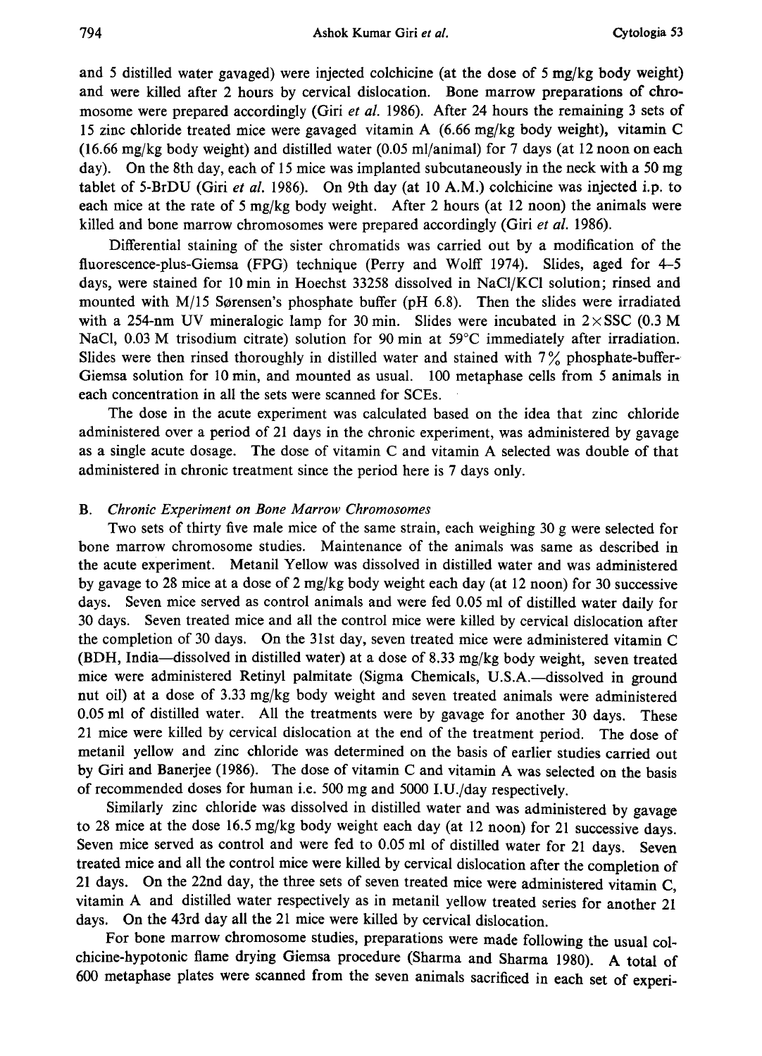and 5 distilled water gavaged) were injected colchicine (at the dose of 5 mg/kg body weight) and were killed after 2 hours by cervical dislocation. Bone marrow preparations of chromosome were prepared accordingly (Giri *et al.* 1986). After 24 hours the remaining 3 sets of 15 zinc chloride treated mice were gavaged vitamin A (6.66 mg/kg body weight), vitamin C (16.66 mg/kg body weight) and distilled water (0.05 ml/animal) for 7 days (at 12 noon on each day). On the 8th day, each of 15 mice was implanted subcutaneously in the neck with a 50 mg tablet of 5-BrDU (Giri *et al.* 1986). On 9th day (at 10 A.M.) colchicine was injected i.p. to each mice at the rate of 5 mg/kg body weight. After 2 hours (at 12 noon) the animals were killed and bone marrow chromosomes were prepared accordingly (Giri *et al.* 1986).

Differential staining of the sister chromatids was carried out by a modification of the fluorescence-plus-Giemsa (FPG) technique (Perry and Wolff 1974). Slides, aged for 4–5 days, were stained for 10 min in Hoechst 33258 dissolved in NaCl/KCl solution; rinsed and mounted with M/15 Sørensen's phosphate buffer (pH 6.8). Then the slides were irradiated with a 254-nm UV mineralogic lamp for 30 min. Slides were incubated in $2\times$SSC (0.3 M NaCl, 0.03 M trisodium citrate) solution for 90 min at 59°C immediately after irradiation. Slides were then rinsed thoroughly in distilled water and stained with 7% phosphate-buffer-Giemsa solution for 10 min, and mounted as usual. 100 metaphase cells from 5 animals in each concentration in all the sets were scanned for SCEs.

The dose in the acute experiment was calculated based on the idea that zinc chloride administered over a period of 21 days in the chronic experiment, was administered by gavage as a single acute dosage. The dose of vitamin C and vitamin A selected was double of that administered in chronic treatment since the period here is 7 days only.

### B. *Chronic Experiment on Bone Marrow Chromosomes*

Two sets of thirty five male mice of the same strain, each weighing 30 g were selected for bone marrow chromosome studies. Maintenance of the animals was same as described in the acute experiment. Metanil Yellow was dissolved in distilled water and was administered by gavage to 28 mice at a dose of 2 mg/kg body weight each day (at 12 noon) for 30 successive days. Seven mice served as control animals and were fed 0.05 ml of distilled water daily for 30 days. Seven treated mice and all the control mice were killed by cervical dislocation after the completion of 30 days. On the 31st day, seven treated mice were administered vitamin C (BDH, India—dissolved in distilled water) at a dose of 8.33 mg/kg body weight, seven treated mice were administered Retinyl palmitate (Sigma Chemicals, U.S.A.—dissolved in ground nut oil) at a dose of 3.33 mg/kg body weight and seven treated animals were administered 0.05 ml of distilled water. All the treatments were by gavage for another 30 days. These 21 mice were killed by cervical dislocation at the end of the treatment period. The dose of metanil yellow and zinc chloride was determined on the basis of earlier studies carried out by Giri and Banerjee (1986). The dose of vitamin C and vitamin A was selected on the basis of recommended doses for human i.e. 500 mg and 5000 I.U./day respectively.

Similarly zinc chloride was dissolved in distilled water and was administered by gavage to 28 mice at the dose 16.5 mg/kg body weight each day (at 12 noon) for 21 successive days. Seven mice served as control and were fed to 0.05 ml of distilled water for 21 days. Seven treated mice and all the control mice were killed by cervical dislocation after the completion of 21 days. On the 22nd day, the three sets of seven treated mice were administered vitamin C, vitamin A and distilled water respectively as in metanil yellow treated series for another 21 days. On the 43rd day all the 21 mice were killed by cervical dislocation.

For bone marrow chromosome studies, preparations were made following the usual colchicine-hypotonic flame drying Giemsa procedure (Sharma and Sharma 1980). A total of 600 metaphase plates were scanned from the seven animals sacrificed in each set of experi-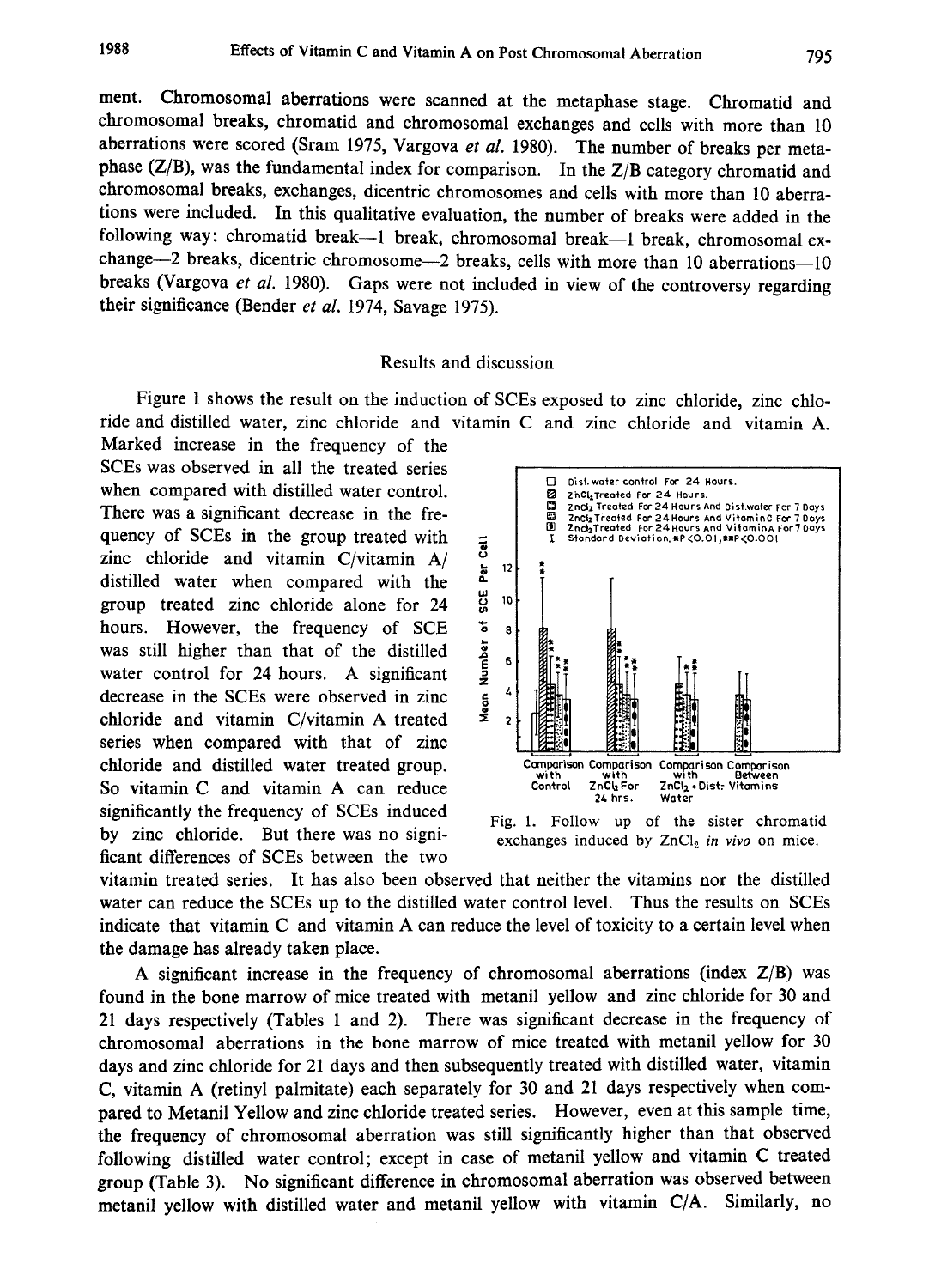ment. Chromosomal aberrations were scanned at the metaphase stage. Chromatid and chromosomal breaks, chromatid and chromosomal exchanges and cells with more than 10 aberrations were scored (Sram 1975, Vargova *et al.* 1980). The number of breaks per metaphase (Z/B), was the fundamental index for comparison. In the Z/B category chromatid and chromosomal breaks, exchanges, dicentric chromosomes and cells with more than 10 aberrations were included. In this qualitative evaluation, the number of breaks were added in the following way: chromatid break—1 break, chromosomal break—1 break, chromosomal exchange—2 breaks, dicentric chromosome—2 breaks, cells with more than 10 aberrations—10 breaks (Vargova *et al.* 1980). Gaps were not included in view of the controversy regarding their significance (Bender *et al.* 1974, Savage 1975).

## Results and discussion

Figure 1 shows the result on the induction of SCEs exposed to zinc chloride, zinc chloride and distilled water, zinc chloride and vitamin C and zinc chloride and vitamin A. Marked increase in the frequency of the SCEs was observed in all the treated series when compared with distilled water control. There was a significant decrease in the frequency of SCEs in the group treated with zinc chloride and vitamin C/vitamin A/distilled water when compared with the group treated zinc chloride alone for 24 hours. However, the frequency of SCE was still higher than that of the distilled water control for 24 hours. A significant decrease in the SCEs were observed in zinc chloride and vitamin C/vitamin A treated series when compared with that of zinc chloride and distilled water treated group. So vitamin C and vitamin A can reduce significantly the frequency of SCEs induced by zinc chloride. But there was no significant differences of SCEs between the two vitamin treated series. It has also been observed that neither the vitamins nor the distilled water can reduce the SCEs up to the distilled water control level. Thus the results on SCEs indicate that vitamin C and vitamin A can reduce the level of toxicity to a certain level when the damage has already taken place.

Fig. 1. Follow up of the sister chromatid exchanges induced by $ZnCl_2$ *in vivo* on mice.

A significant increase in the frequency of chromosomal aberrations (index Z/B) was found in the bone marrow of mice treated with metanil yellow and zinc chloride for 30 and 21 days respectively (Tables 1 and 2). There was significant decrease in the frequency of chromosomal aberrations in the bone marrow of mice treated with metanil yellow for 30 days and zinc chloride for 21 days and then subsequently treated with distilled water, vitamin C, vitamin A (retinyl palmitate) each separately for 30 and 21 days respectively when compared to Metanil Yellow and zinc chloride treated series. However, even at this sample time, the frequency of chromosomal aberration was still significantly higher than that observed following distilled water control; except in case of metanil yellow and vitamin C treated group (Table 3). No significant difference in chromosomal aberration was observed between metanil yellow with distilled water and metanil yellow with vitamin C/A. Similarly, no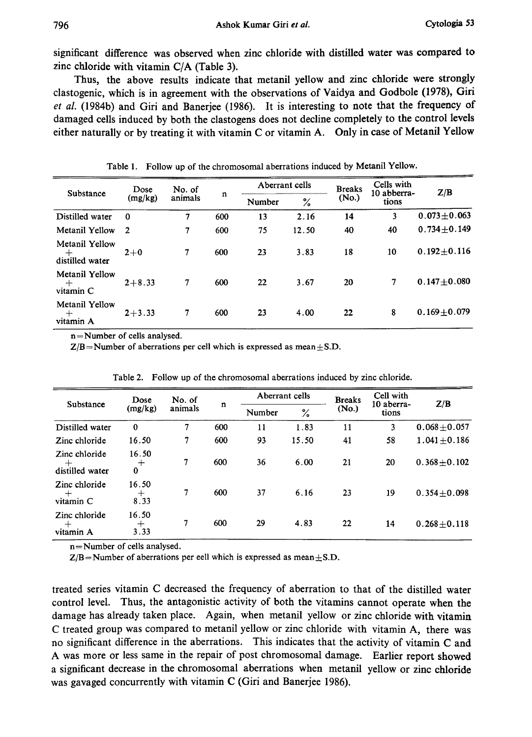significant difference was observed when zinc chloride with distilled water was compared to zinc chloride with vitamin C/A (Table 3).

Thus, the above results indicate that metanil yellow and zinc chloride were strongly clastogenic, which is in agreement with the observations of Vaidya and Godbole (1978), Giri *et al.* (1984b) and Giri and Banerjee (1986). It is interesting to note that the frequency of damaged cells induced by both the clastogens does not decline completely to the control levels either naturally or by treating it with vitamin C or vitamin A. Only in case of Metanil Yellow treated series vitamin C decreased the frequency of aberration to that of the distilled water control level. Thus, the antagonistic activity of both the vitamins cannot operate when the damage has already taken place. Again, when metanil yellow or zinc chloride with vitamin C treated group was compared to metanil yellow or zinc chloride with vitamin A, there was no significant difference in the aberrations. This indicates that the activity of vitamin C and A was more or less same in the repair of post chromosomal damage. Earlier report showed a significant decrease in the chromosomal aberrations when metanil yellow or zinc chloride was gavaged concurrently with vitamin C (Giri and Banerjee 1986).

Table 1. Follow up of the chromosomal aberrations induced by Metanil Yellow.

| Substance | Dose (mg/kg) | No. of animals | n | Aberrant cells | | Breaks (No.) | Cells with 10 abberra-tions | Z/B |
|---|---|---|---|---|---|---|---|---|
| | | | | Number | % | | | |
| Distilled water | 0 | 7 | 600 | 13 | 2.16 | 14 | 3 | 0.073±0.063 |
| Metanil Yellow | 2 | 7 | 600 | 75 | 12.50 | 40 | 40 | 0.734±0.149 |
| Metanil Yellow + distilled water | 2+0 | 7 | 600 | 23 | 3.83 | 18 | 10 | 0.192±0.116 |
| Metanil Yellow + vitamin C | 2+8.33 | 7 | 600 | 22 | 3.67 | 20 | 7 | 0.147±0.080 |
| Metanil Yellow + vitamin A | 2+3.33 | 7 | 600 | 23 | 4.00 | 22 | 8 | 0.169±0.079 |

n=Number of cells analysed.

Z/B=Number of aberrations per cell which is expressed as mean±S.D.

Table 2. Follow up of the chromosomal aberrations induced by zinc chloride.

| Substance | Dose (mg/kg) | No. of animals | n | Aberrant cells | | Breaks (No.) | Cell with 10 aberra-tions | Z/B |
|---|---|---|---|---|---|---|---|---|
| | | | | Number | % | | | |
| Distilled water | 0 | 7 | 600 | 11 | 1.83 | 11 | 3 | 0.068±0.057 |
| Zinc chloride | 16.50 | 7 | 600 | 93 | 15.50 | 41 | 58 | 1.041±0.186 |
| Zinc chloride + distilled water | 16.50 + 0 | 7 | 600 | 36 | 6.00 | 21 | 20 | 0.368±0.102 |
| Zinc chloride + vitamin C | 16.50 + 8.33 | 7 | 600 | 37 | 6.16 | 23 | 19 | 0.354±0.098 |
| Zinc chloride + vitamin A | 16.50 + 3.33 | 7 | 600 | 29 | 4.83 | 22 | 14 | 0.268±0.118 |

n=Number of cells analysed.

Z/B=Number of aberrations per eell which is expressed as mean±S.D.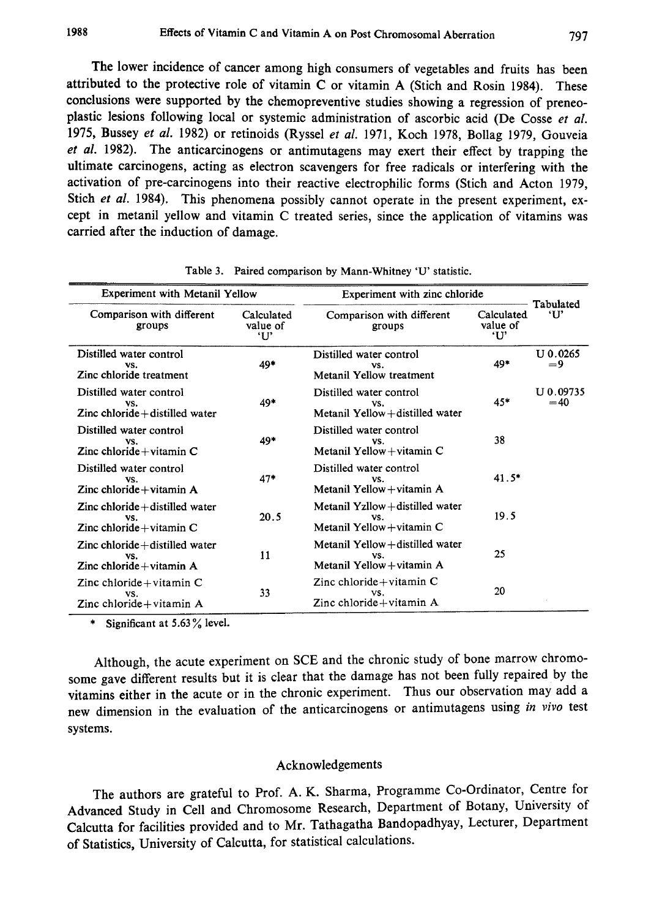The lower incidence of cancer among high consumers of vegetables and fruits has been attributed to the protective role of vitamin C or vitamin A (Stich and Rosin 1984). These conclusions were supported by the chemopreventive studies showing a regression of preneoplastic lesions following local or systemic administration of ascorbic acid (De Cosse *et al.* 1975, Bussey *et al.* 1982) or retinoids (Ryssel *et al.* 1971, Koch 1978, Bollag 1979, Gouveia *et al.* 1982). The anticarcinogens or antimutagens may exert their effect by trapping the ultimate carcinogens, acting as electron scavengers for free radicals or interfering with the activation of pre-carcinogens into their reactive electrophilic forms (Stich and Acton 1979, Stich *et al.* 1984). This phenomena possibly cannot operate in the present experiment, except in metanil yellow and vitamin C treated series, since the application of vitamins was carried after the induction of damage.

Table 3. Paired comparison by Mann-Whitney 'U' statistic.

| Experiment with Metanil Yellow | | Experiment with zinc chloride | | Tabulated 'U' |
|---|---|---|---|---|
| Comparison with different groups | Calculated value of 'U' | Comparison with different groups | Calculated value of 'U' | |
| Distilled water control vs. Zinc chloride treatment | 49* | Distilled water control vs. Metanil Yellow treatment | 49* | U 0.0265 =9 |
| Distilled water control vs. Zinc chloride + distilled water | 49* | Distilled water control vs. Metanil Yellow + distilled water | 45* | U 0.09735 =40 |
| Distilled water control vs. Zinc chloride + vitamin C | 49* | Distilled water control vs. Metanil Yellow + vitamin C | 38 | |
| Distilled water control vs. Zinc chloride + vitamin A | 47* | Distilled water control vs. Metanil Yellow + vitamin A | 41.5* | |
| Zinc chloride + distilled water vs. Zinc chloride + vitamin C | 20.5 | Metanil Yzllow + distilled water vs. Metanil Yellow + vitamin C | 19.5 | |
| Zinc chloride + distilled water vs. Zinc chloride + vitamin A | 11 | Metanil Yellow + distilled water vs. Metanil Yellow + vitamin A | 25 | |
| Zinc chloride + vitamin C vs. Zinc chloride + vitamin A | 33 | Zinc chloride + vitamin C vs. Zinc chloride + vitamin A | 20 | |

\* Significant at 5.63% level.

Although, the acute experiment on SCE and the chronic study of bone marrow chromosome gave different results but it is clear that the damage has not been fully repaired by the vitamins either in the acute or in the chronic experiment. Thus our observation may add a new dimension in the evaluation of the anticarcinogens or antimutagens using *in vivo* test systems.

## Acknowledgements

The authors are grateful to Prof. A. K. Sharma, Programme Co-Ordinator, Centre for Advanced Study in Cell and Chromosome Research, Department of Botany, University of Calcutta for facilities provided and to Mr. Tathagatha Bandopadhyay, Lecturer, Department of Statistics, University of Calcutta, for statistical calculations.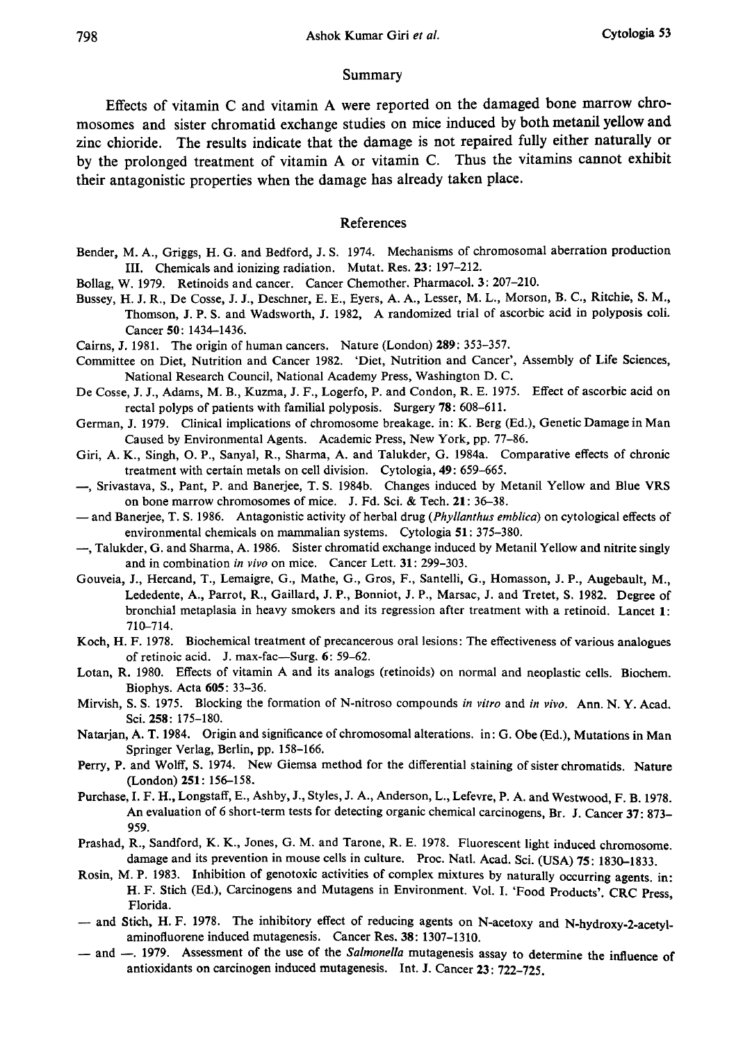## Summary

Effects of vitamin C and vitamin A were reported on the damaged bone marrow chromosomes and sister chromatid exchange studies on mice induced by both metanil yellow and zinc chioride. The results indicate that the damage is not repaired fully either naturally or by the prolonged treatment of vitamin A or vitamin C. Thus the vitamins cannot exhibit their antagonistic properties when the damage has already taken place.

## References

Bender, M. A., Griggs, H. G. and Bedford, J. S. 1974. Mechanisms of chromosomal aberration production III. Chemicals and ionizing radiation. Mutat. Res. **23**: 197–212.

Bollag, W. 1979. Retinoids and cancer. Cancer Chemother. Pharmacol. **3**: 207–210.

Bussey, H. J. R., De Cosse, J. J., Deschner, E. E., Eyers, A. A., Lesser, M. L., Morson, B. C., Ritchie, S. M., Thomson, J. P. S. and Wadsworth, J. 1982, A randomized trial of ascorbic acid in polyposis coli. Cancer **50**: 1434–1436.

Cairns, J. 1981. The origin of human cancers. Nature (London) **289**: 353–357.

Committee on Diet, Nutrition and Cancer 1982. 'Diet, Nutrition and Cancer', Assembly of Life Sciences, National Research Council, National Academy Press, Washington D. C.

De Cosse, J. J., Adams, M. B., Kuzma, J. F., Logerfo, P. and Condon, R. E. 1975. Effect of ascorbic acid on rectal polyps of patients with familial polyposis. Surgery **78**: 608–611.

German, J. 1979. Clinical implications of chromosome breakage. in: K. Berg (Ed.), Genetic Damage in Man Caused by Environmental Agents. Academic Press, New York, pp. 77–86.

Giri, A. K., Singh, O. P., Sanyal, R., Sharma, A. and Talukder, G. 1984a. Comparative effects of chronic treatment with certain metals on cell division. Cytologia, **49**: 659–665.

—, Srivastava, S., Pant, P. and Banerjee, T. S. 1984b. Changes induced by Metanil Yellow and Blue VRS on bone marrow chromosomes of mice. J. Fd. Sci. & Tech. **21**: 36–38.

— and Banerjee, T. S. 1986. Antagonistic activity of herbal drug (*Phyllanthus emblica*) on cytological effects of environmental chemicals on mammalian systems. Cytologia **51**: 375–380.

—, Talukder, G. and Sharma, A. 1986. Sister chromatid exchange induced by Metanil Yellow and nitrite singly and in combination *in vivo* on mice. Cancer Lett. **31**: 299–303.

Gouveia, J., Hercand, T., Lemaigre, G., Mathe, G., Gros, F., Santelli, G., Homasson, J. P., Augebault, M., Lededente, A., Parrot, R., Gaillard, J. P., Bonniot, J. P., Marsac, J. and Tretet, S. 1982. Degree of bronchial metaplasia in heavy smokers and its regression after treatment with a retinoid. Lancet **1**: 710–714.

Koch, H. F. 1978. Biochemical treatment of precancerous oral lesions: The effectiveness of various analogues of retinoic acid. J. max-fac—Surg. **6**: 59–62.

Lotan, R. 1980. Effects of vitamin A and its analogs (retinoids) on normal and neoplastic cells. Biochem. Biophys. Acta **605**: 33–36.

Mirvish, S. S. 1975. Blocking the formation of N-nitroso compounds *in vitro* and *in vivo*. Ann. N. Y. Acad. Sci. **258**: 175–180.

Natarjan, A. T. 1984. Origin and significance of chromosomal alterations. in: G. Obe (Ed.), Mutations in Man Springer Verlag, Berlin, pp. 158–166.

Perry, P. and Wolff, S. 1974. New Giemsa method for the differential staining of sister chromatids. Nature (London) **251**: 156–158.

Purchase, I. F. H., Longstaff, E., Ashby, J., Styles, J. A., Anderson, L., Lefevre, P. A. and Westwood, F. B. 1978. An evaluation of 6 short-term tests for detecting organic chemical carcinogens, Br. J. Cancer **37**: 873–959.

Prashad, R., Sandford, K. K., Jones, G. M. and Tarone, R. E. 1978. Fluorescent light induced chromosome. damage and its prevention in mouse cells in culture. Proc. Natl. Acad. Sci. (USA) **75**: 1830–1833.

Rosin, M. P. 1983. Inhibition of genotoxic activities of complex mixtures by naturally occurring agents. in: H. F. Stich (Ed.), Carcinogens and Mutagens in Environment. Vol. I. 'Food Products'. CRC Press, Florida.

— and Stich, H. F. 1978. The inhibitory effect of reducing agents on N-acetoxy and N-hydroxy-2-acetylaminofluorene induced mutagenesis. Cancer Res. **38**: 1307–1310.

— and —. 1979. Assessment of the use of the *Salmonella* mutagenesis assay to determine the influence of antioxidants on carcinogen induced mutagenesis. Int. J. Cancer **23**: 722–725.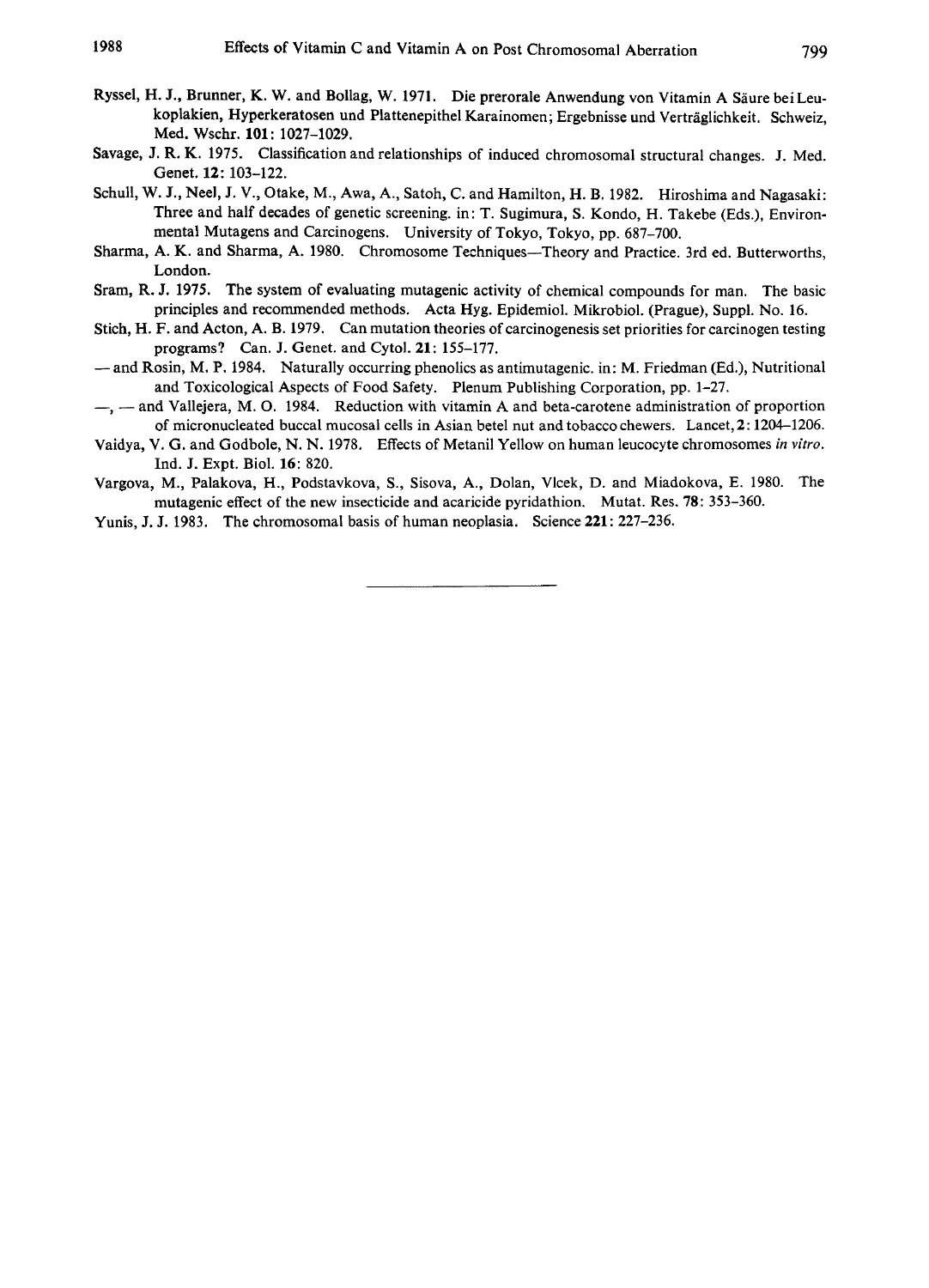Ryssel, H. J., Brunner, K. W. and Bollag, W. 1971. Die prerorale Anwendung von Vitamin A Säure bei Leukoplakien, Hyperkeratosen und Plattenepithel Karainomen; Ergebnisse und Verträglichkeit. Schweiz, Med. Wschr. **101**: 1027–1029.

Savage, J. R. K. 1975. Classification and relationships of induced chromosomal structural changes. J. Med. Genet. **12**: 103–122.

Schull, W. J., Neel, J. V., Otake, M., Awa, A., Satoh, C. and Hamilton, H. B. 1982. Hiroshima and Nagasaki: Three and half decades of genetic screening. in: T. Sugimura, S. Kondo, H. Takebe (Eds.), Environmental Mutagens and Carcinogens. University of Tokyo, Tokyo, pp. 687–700.

Sharma, A. K. and Sharma, A. 1980. Chromosome Techniques—Theory and Practice. 3rd ed. Butterworths, London.

Sram, R. J. 1975. The system of evaluating mutagenic activity of chemical compounds for man. The basic principles and recommended methods. Acta Hyg. Epidemiol. Mikrobiol. (Prague), Suppl. No. 16.

Stich, H. F. and Acton, A. B. 1979. Can mutation theories of carcinogenesis set priorities for carcinogen testing programs? Can. J. Genet. and Cytol. **21**: 155–177.

— and Rosin, M. P. 1984. Naturally occurring phenolics as antimutagenic. in: M. Friedman (Ed.), Nutritional and Toxicological Aspects of Food Safety. Plenum Publishing Corporation, pp. 1–27.

—, — and Vallejera, M. O. 1984. Reduction with vitamin A and beta-carotene administration of proportion of micronucleated buccal mucosal cells in Asian betel nut and tobacco chewers. Lancet, **2**: 1204–1206.

Vaidya, V. G. and Godbole, N. N. 1978. Effects of Metanil Yellow on human leucocyte chromosomes *in vitro*. Ind. J. Expt. Biol. **16**: 820.

Vargova, M., Palakova, H., Podstavkova, S., Sisova, A., Dolan, Vlcek, D. and Miadokova, E. 1980. The mutagenic effect of the new insecticide and acaricide pyridathion. Mutat. Res. **78**: 353–360.

Yunis, J. J. 1983. The chromosomal basis of human neoplasia. Science **221**: 227–236.